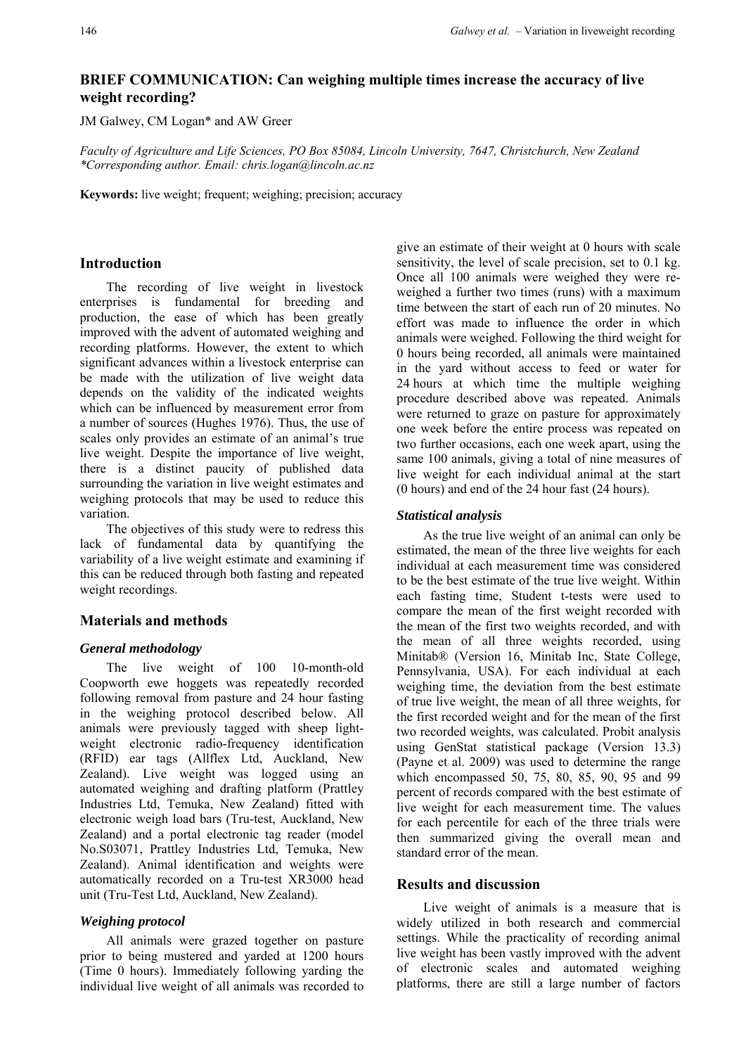# BRIEF COMMUNICATION: Can weighing multiple times increase the accuracy of live weight recording?

JM Galwey, CM Logan* and AW Greer

*Faculty of Agriculture and Life Sciences, PO Box 85084, Lincoln University, 7647, Christchurch, New Zealand*
*\*Corresponding author. Email: chris.logan@lincoln.ac.nz*

**Keywords:** live weight; frequent; weighing; precision; accuracy

## Introduction

The recording of live weight in livestock enterprises is fundamental for breeding and production, the ease of which has been greatly improved with the advent of automated weighing and recording platforms. However, the extent to which significant advances within a livestock enterprise can be made with the utilization of live weight data depends on the validity of the indicated weights which can be influenced by measurement error from a number of sources (Hughes 1976). Thus, the use of scales only provides an estimate of an animal's true live weight. Despite the importance of live weight, there is a distinct paucity of published data surrounding the variation in live weight estimates and weighing protocols that may be used to reduce this variation.

The objectives of this study were to redress this lack of fundamental data by quantifying the variability of a live weight estimate and examining if this can be reduced through both fasting and repeated weight recordings.

## Materials and methods

### *General methodology*

The live weight of 100 10-month-old Coopworth ewe hoggets was repeatedly recorded following removal from pasture and 24 hour fasting in the weighing protocol described below. All animals were previously tagged with sheep light-weight electronic radio-frequency identification (RFID) ear tags (Allflex Ltd, Auckland, New Zealand). Live weight was logged using an automated weighing and drafting platform (Prattley Industries Ltd, Temuka, New Zealand) fitted with electronic weigh load bars (Tru-test, Auckland, New Zealand) and a portal electronic tag reader (model No.S03071, Prattley Industries Ltd, Temuka, New Zealand). Animal identification and weights were automatically recorded on a Tru-test XR3000 head unit (Tru-Test Ltd, Auckland, New Zealand).

### *Weighing protocol*

All animals were grazed together on pasture prior to being mustered and yarded at 1200 hours (Time 0 hours). Immediately following yarding the individual live weight of all animals was recorded to give an estimate of their weight at 0 hours with scale sensitivity, the level of scale precision, set to 0.1 kg. Once all 100 animals were weighed they were re-weighed a further two times (runs) with a maximum time between the start of each run of 20 minutes. No effort was made to influence the order in which animals were weighed. Following the third weight for 0 hours being recorded, all animals were maintained in the yard without access to feed or water for 24 hours at which time the multiple weighing procedure described above was repeated. Animals were returned to graze on pasture for approximately one week before the entire process was repeated on two further occasions, each one week apart, using the same 100 animals, giving a total of nine measures of live weight for each individual animal at the start (0 hours) and end of the 24 hour fast (24 hours).

### *Statistical analysis*

As the true live weight of an animal can only be estimated, the mean of the three live weights for each individual at each measurement time was considered to be the best estimate of the true live weight. Within each fasting time, Student t-tests were used to compare the mean of the first weight recorded with the mean of the first two weights recorded, and with the mean of all three weights recorded, using Minitab® (Version 16, Minitab Inc, State College, Pennsylvania, USA). For each individual at each weighing time, the deviation from the best estimate of true live weight, the mean of all three weights, for the first recorded weight and for the mean of the first two recorded weights, was calculated. Probit analysis using GenStat statistical package (Version 13.3) (Payne et al. 2009) was used to determine the range which encompassed 50, 75, 80, 85, 90, 95 and 99 percent of records compared with the best estimate of live weight for each measurement time. The values for each percentile for each of the three trials were then summarized giving the overall mean and standard error of the mean.

## Results and discussion

Live weight of animals is a measure that is widely utilized in both research and commercial settings. While the practicality of recording animal live weight has been vastly improved with the advent of electronic scales and automated weighing platforms, there are still a large number of factors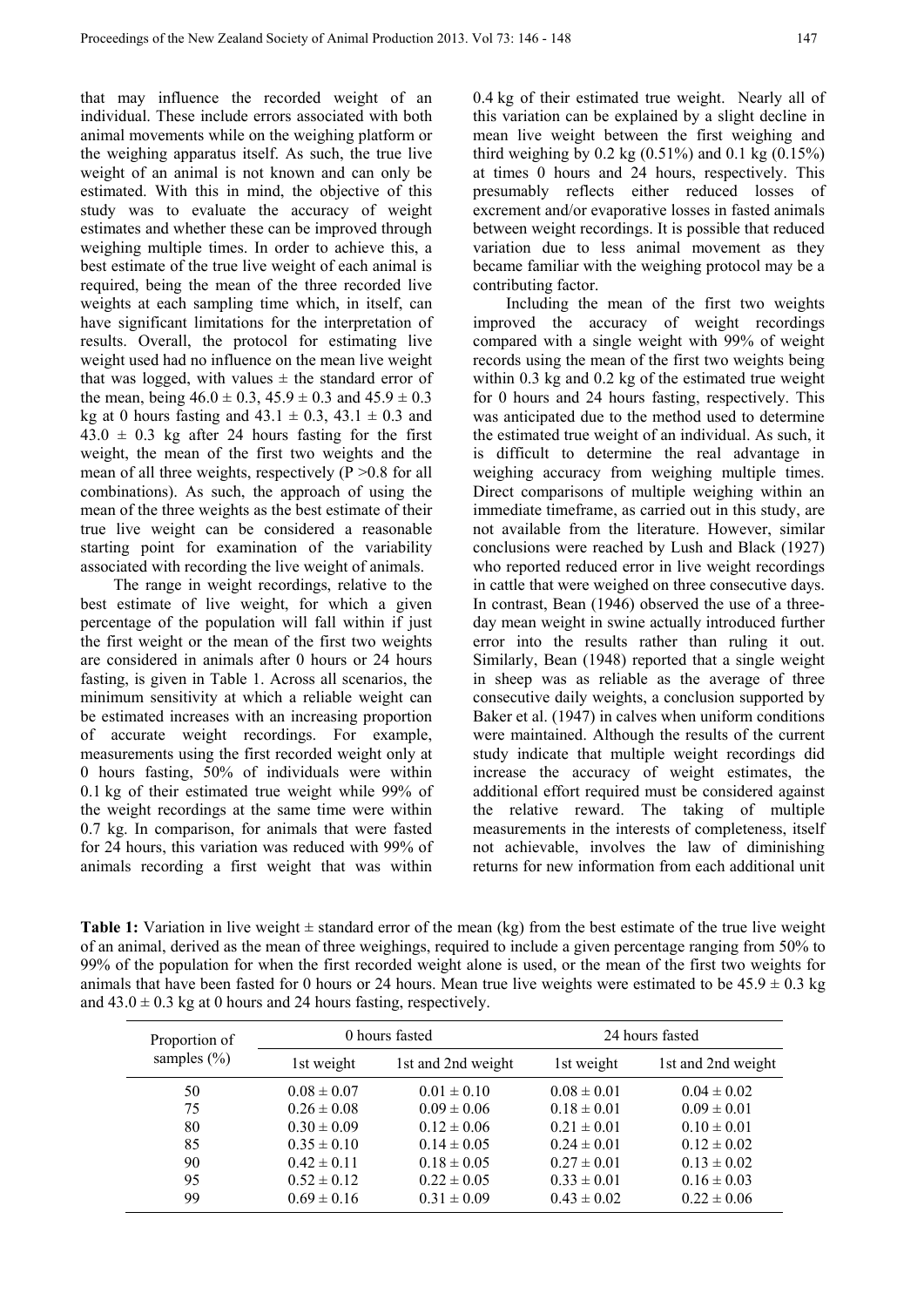that may influence the recorded weight of an individual. These include errors associated with both animal movements while on the weighing platform or the weighing apparatus itself. As such, the true live weight of an animal is not known and can only be estimated. With this in mind, the objective of this study was to evaluate the accuracy of weight estimates and whether these can be improved through weighing multiple times. In order to achieve this, a best estimate of the true live weight of each animal is required, being the mean of the three recorded live weights at each sampling time which, in itself, can have significant limitations for the interpretation of results. Overall, the protocol for estimating live weight used had no influence on the mean live weight that was logged, with values ± the standard error of the mean, being 46.0 ± 0.3, 45.9 ± 0.3 and 45.9 ± 0.3 kg at 0 hours fasting and 43.1 ± 0.3, 43.1 ± 0.3 and 43.0 ± 0.3 kg after 24 hours fasting for the first weight, the mean of the first two weights and the mean of all three weights, respectively ($P > 0.8$ for all combinations). As such, the approach of using the mean of the three weights as the best estimate of their true live weight can be considered a reasonable starting point for examination of the variability associated with recording the live weight of animals.

The range in weight recordings, relative to the best estimate of live weight, for which a given percentage of the population will fall within if just the first weight or the mean of the first two weights are considered in animals after 0 hours or 24 hours fasting, is given in Table 1. Across all scenarios, the minimum sensitivity at which a reliable weight can be estimated increases with an increasing proportion of accurate weight recordings. For example, measurements using the first recorded weight only at 0 hours fasting, 50% of individuals were within 0.1 kg of their estimated true weight while 99% of the weight recordings at the same time were within 0.7 kg. In comparison, for animals that were fasted for 24 hours, this variation was reduced with 99% of animals recording a first weight that was within 0.4 kg of their estimated true weight. Nearly all of this variation can be explained by a slight decline in mean live weight between the first weighing and third weighing by 0.2 kg (0.51%) and 0.1 kg (0.15%) at times 0 hours and 24 hours, respectively. This presumably reflects either reduced losses of excrement and/or evaporative losses in fasted animals between weight recordings. It is possible that reduced variation due to less animal movement as they became familiar with the weighing protocol may be a contributing factor.

Including the mean of the first two weights improved the accuracy of weight recordings compared with a single weight with 99% of weight records using the mean of the first two weights being within 0.3 kg and 0.2 kg of the estimated true weight for 0 hours and 24 hours fasting, respectively. This was anticipated due to the method used to determine the estimated true weight of an individual. As such, it is difficult to determine the real advantage in weighing accuracy from weighing multiple times. Direct comparisons of multiple weighing within an immediate timeframe, as carried out in this study, are not available from the literature. However, similar conclusions were reached by Lush and Black (1927) who reported reduced error in live weight recordings in cattle that were weighed on three consecutive days. In contrast, Bean (1946) observed the use of a three-day mean weight in swine actually introduced further error into the results rather than ruling it out. Similarly, Bean (1948) reported that a single weight in sheep was as reliable as the average of three consecutive daily weights, a conclusion supported by Baker et al. (1947) in calves when uniform conditions were maintained. Although the results of the current study indicate that multiple weight recordings did increase the accuracy of weight estimates, the additional effort required must be considered against the relative reward. The taking of multiple measurements in the interests of completeness, itself not achievable, involves the law of diminishing returns for new information from each additional unit

**Table 1:** Variation in live weight ± standard error of the mean (kg) from the best estimate of the true live weight of an animal, derived as the mean of three weighings, required to include a given percentage ranging from 50% to 99% of the population for when the first recorded weight alone is used, or the mean of the first two weights for animals that have been fasted for 0 hours or 24 hours. Mean true live weights were estimated to be 45.9 ± 0.3 kg and 43.0 ± 0.3 kg at 0 hours and 24 hours fasting, respectively.

| Proportion of samples (%) | 0 hours fasted | | 24 hours fasted | |
|---|---|---|---|---|
| | 1st weight | 1st and 2nd weight | 1st weight | 1st and 2nd weight |
| 50 | 0.08 ± 0.07 | 0.01 ± 0.10 | 0.08 ± 0.01 | 0.04 ± 0.02 |
| 75 | 0.26 ± 0.08 | 0.09 ± 0.06 | 0.18 ± 0.01 | 0.09 ± 0.01 |
| 80 | 0.30 ± 0.09 | 0.12 ± 0.06 | 0.21 ± 0.01 | 0.10 ± 0.01 |
| 85 | 0.35 ± 0.10 | 0.14 ± 0.05 | 0.24 ± 0.01 | 0.12 ± 0.02 |
| 90 | 0.42 ± 0.11 | 0.18 ± 0.05 | 0.27 ± 0.01 | 0.13 ± 0.02 |
| 95 | 0.52 ± 0.12 | 0.22 ± 0.05 | 0.33 ± 0.01 | 0.16 ± 0.03 |
| 99 | 0.69 ± 0.16 | 0.31 ± 0.09 | 0.43 ± 0.02 | 0.22 ± 0.06 |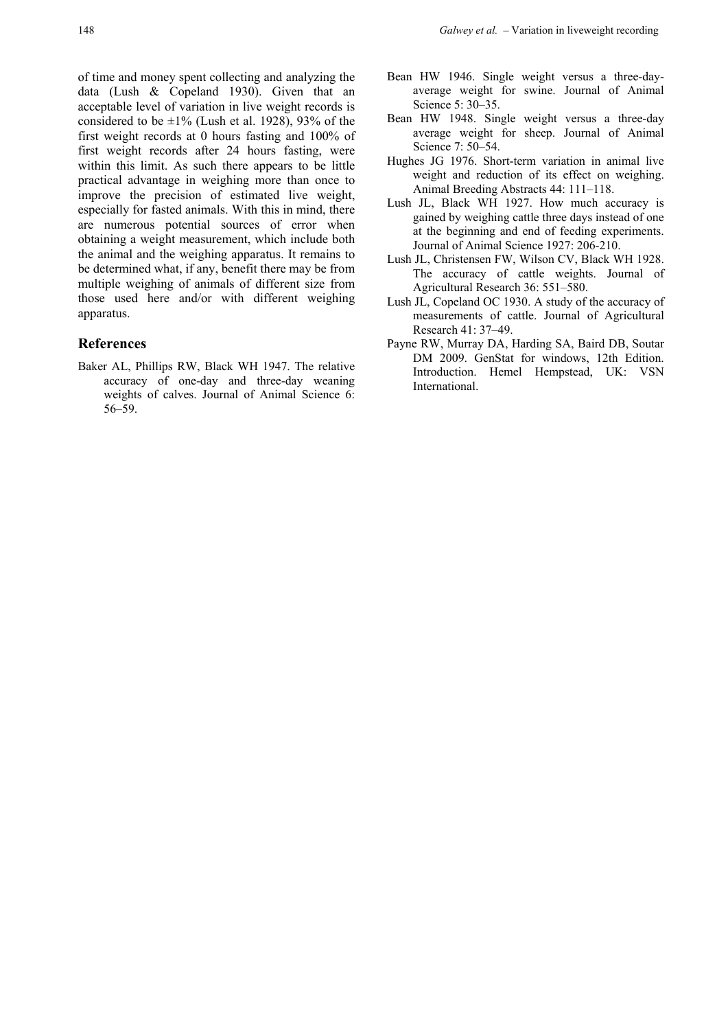of time and money spent collecting and analyzing the data (Lush & Copeland 1930). Given that an acceptable level of variation in live weight records is considered to be ±1% (Lush et al. 1928), 93% of the first weight records at 0 hours fasting and 100% of first weight records after 24 hours fasting, were within this limit. As such there appears to be little practical advantage in weighing more than once to improve the precision of estimated live weight, especially for fasted animals. With this in mind, there are numerous potential sources of error when obtaining a weight measurement, which include both the animal and the weighing apparatus. It remains to be determined what, if any, benefit there may be from multiple weighing of animals of different size from those used here and/or with different weighing apparatus.

## References

Baker AL, Phillips RW, Black WH 1947. The relative accuracy of one-day and three-day weaning weights of calves. Journal of Animal Science 6: 56–59.

Bean HW 1946. Single weight versus a three-day-average weight for swine. Journal of Animal Science 5: 30–35.

Bean HW 1948. Single weight versus a three-day average weight for sheep. Journal of Animal Science 7: 50–54.

Hughes JG 1976. Short-term variation in animal live weight and reduction of its effect on weighing. Animal Breeding Abstracts 44: 111–118.

Lush JL, Black WH 1927. How much accuracy is gained by weighing cattle three days instead of one at the beginning and end of feeding experiments. Journal of Animal Science 1927: 206-210.

Lush JL, Christensen FW, Wilson CV, Black WH 1928. The accuracy of cattle weights. Journal of Agricultural Research 36: 551–580.

Lush JL, Copeland OC 1930. A study of the accuracy of measurements of cattle. Journal of Agricultural Research 41: 37–49.

Payne RW, Murray DA, Harding SA, Baird DB, Soutar DM 2009. GenStat for windows, 12th Edition. Introduction. Hemel Hempstead, UK: VSN International.